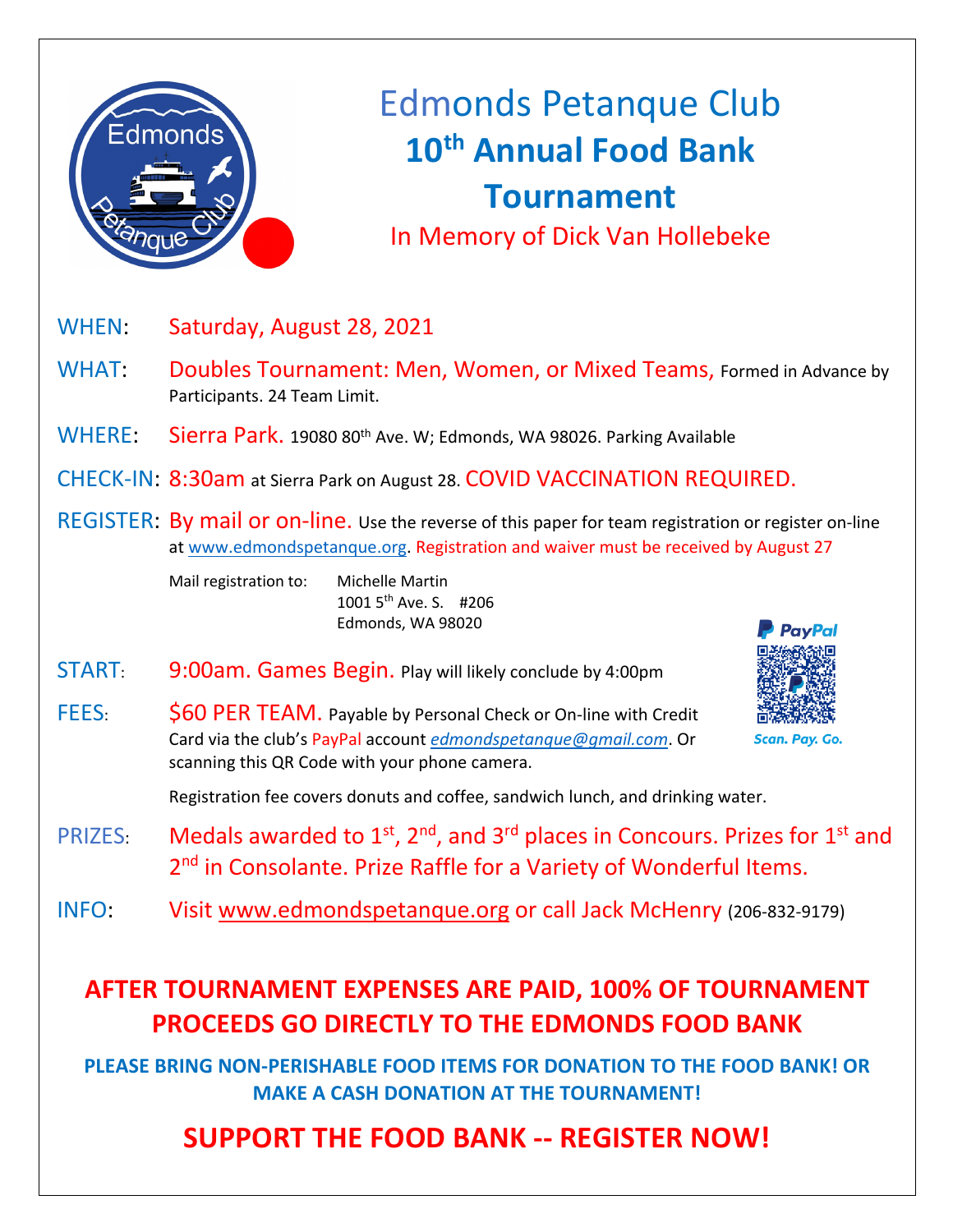# Edmonds Petanque Club

# 10th Annual Food Bank Tournament

In Memory of Dick Van Hollebeke

WHEN: Saturday, August 28, 2021

WHAT: Doubles Tournament: Men, Women, or Mixed Teams, Formed in Advance by Participants. 24 Team Limit.

WHERE: Sierra Park. 19080 80th Ave. W; Edmonds, WA 98026. Parking Available

CHECK-IN: 8:30am at Sierra Park on August 28. COVID VACCINATION REQUIRED.

REGISTER: By mail or on-line. Use the reverse of this paper for team registration or register on-line at www.edmondspetanque.org. Registration and waiver must be received by August 27

Mail registration to: Michelle Martin
1001 5th Ave. S. #206
Edmonds, WA 98020

START: 9:00am. Games Begin. Play will likely conclude by 4:00pm

FEES: $60 PER TEAM. Payable by Personal Check or On-line with Credit Card via the club's PayPal account *edmondspetanque@gmail.com*. Or scanning this QR Code with your phone camera.

PayPal
*Scan. Pay. Go.*

Registration fee covers donuts and coffee, sandwich lunch, and drinking water.

PRIZES: Medals awarded to 1st, 2nd, and 3rd places in Concours. Prizes for 1st and 2nd in Consolante. Prize Raffle for a Variety of Wonderful Items.

INFO: Visit www.edmondspetanque.org or call Jack McHenry (206-832-9179)

**AFTER TOURNAMENT EXPENSES ARE PAID, 100% OF TOURNAMENT PROCEEDS GO DIRECTLY TO THE EDMONDS FOOD BANK**

**PLEASE BRING NON-PERISHABLE FOOD ITEMS FOR DONATION TO THE FOOD BANK! OR MAKE A CASH DONATION AT THE TOURNAMENT!**

## SUPPORT THE FOOD BANK -- REGISTER NOW!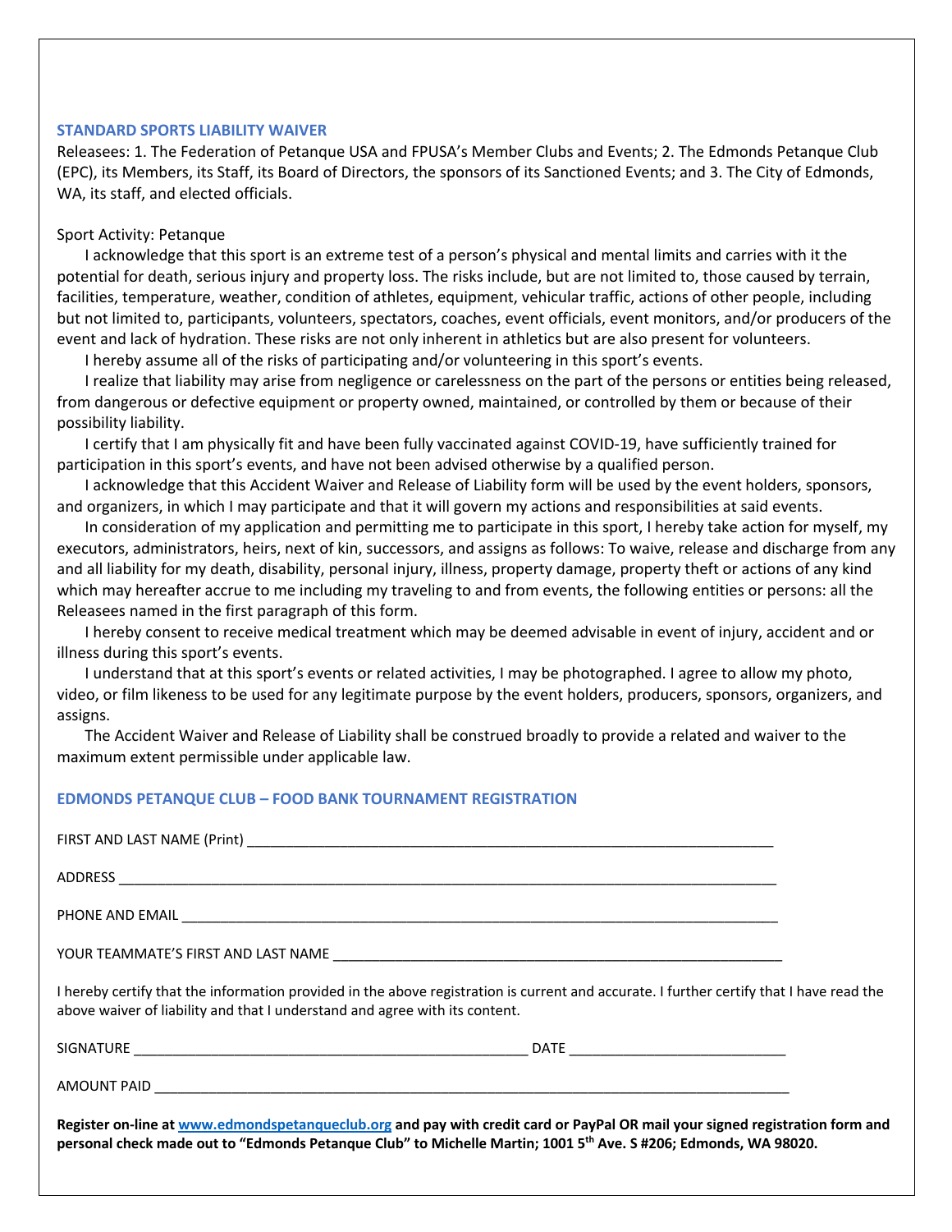### STANDARD SPORTS LIABILITY WAIVER

Releasees: 1. The Federation of Petanque USA and FPUSA's Member Clubs and Events; 2. The Edmonds Petanque Club (EPC), its Members, its Staff, its Board of Directors, the sponsors of its Sanctioned Events; and 3. The City of Edmonds, WA, its staff, and elected officials.

Sport Activity: Petanque

I acknowledge that this sport is an extreme test of a person's physical and mental limits and carries with it the potential for death, serious injury and property loss. The risks include, but are not limited to, those caused by terrain, facilities, temperature, weather, condition of athletes, equipment, vehicular traffic, actions of other people, including but not limited to, participants, volunteers, spectators, coaches, event officials, event monitors, and/or producers of the event and lack of hydration. These risks are not only inherent in athletics but are also present for volunteers.

I hereby assume all of the risks of participating and/or volunteering in this sport's events.

I realize that liability may arise from negligence or carelessness on the part of the persons or entities being released, from dangerous or defective equipment or property owned, maintained, or controlled by them or because of their possibility liability.

I certify that I am physically fit and have been fully vaccinated against COVID-19, have sufficiently trained for participation in this sport's events, and have not been advised otherwise by a qualified person.

I acknowledge that this Accident Waiver and Release of Liability form will be used by the event holders, sponsors, and organizers, in which I may participate and that it will govern my actions and responsibilities at said events.

In consideration of my application and permitting me to participate in this sport, I hereby take action for myself, my executors, administrators, heirs, next of kin, successors, and assigns as follows: To waive, release and discharge from any and all liability for my death, disability, personal injury, illness, property damage, property theft or actions of any kind which may hereafter accrue to me including my traveling to and from events, the following entities or persons: all the Releasees named in the first paragraph of this form.

I hereby consent to receive medical treatment which may be deemed advisable in event of injury, accident and or illness during this sport's events.

I understand that at this sport's events or related activities, I may be photographed. I agree to allow my photo, video, or film likeness to be used for any legitimate purpose by the event holders, producers, sponsors, organizers, and assigns.

The Accident Waiver and Release of Liability shall be construed broadly to provide a related and waiver to the maximum extent permissible under applicable law.

### EDMONDS PETANQUE CLUB – FOOD BANK TOURNAMENT REGISTRATION

FIRST AND LAST NAME (Print) ______________________________________________________________________

ADDRESS ______________________________________________________________________________________

PHONE AND EMAIL ______________________________________________________________________________

YOUR TEAMMATE'S FIRST AND LAST NAME ____________________________________________________________

I hereby certify that the information provided in the above registration is current and accurate. I further certify that I have read the above waiver of liability and that I understand and agree with its content.

SIGNATURE ____________________________________________________ DATE ____________________________

AMOUNT PAID __________________________________________________________________________________

**Register on-line at [www.edmondspetanqueclub.org](http://www.edmondspetanqueclub.org) and pay with credit card or PayPal OR mail your signed registration form and personal check made out to "Edmonds Petanque Club" to Michelle Martin; 1001 5th Ave. S #206; Edmonds, WA 98020.**